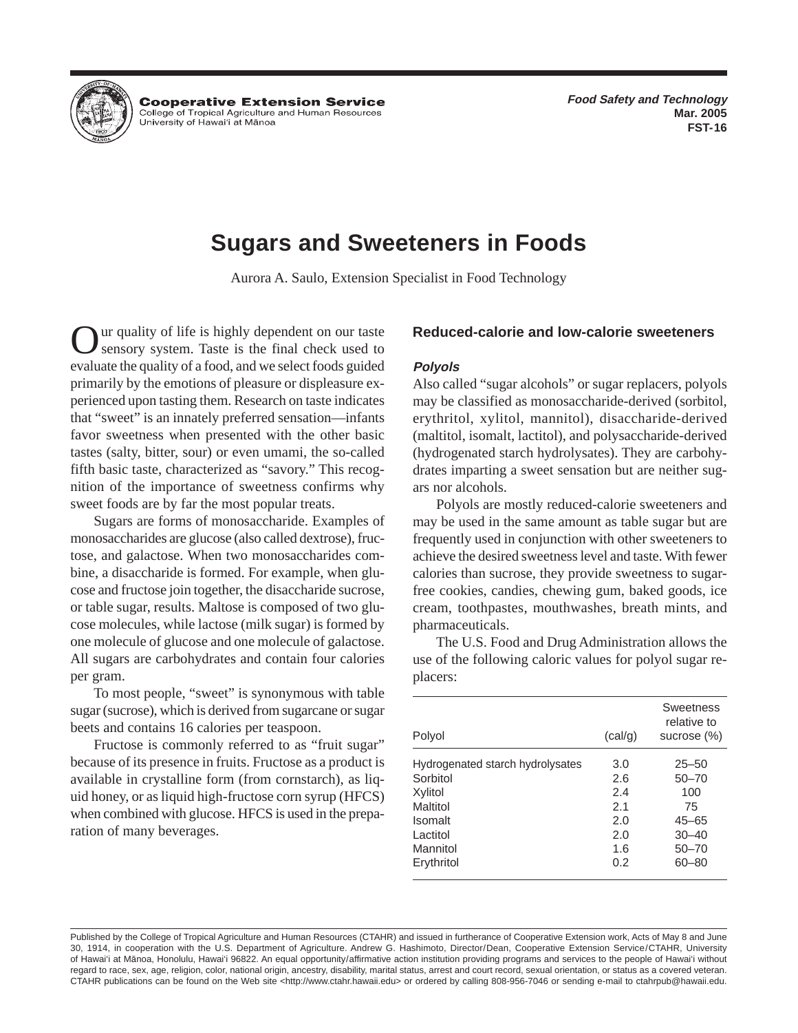Cooperative Extension Service
College of Tropical Agriculture and Human Resources
University of Hawai'i at Mānoa

*Food Safety and Technology*
**Mar. 2005**
**FST-16**

# Sugars and Sweeteners in Foods

Aurora A. Saulo, Extension Specialist in Food Technology

Our quality of life is highly dependent on our taste sensory system. Taste is the final check used to evaluate the quality of a food, and we select foods guided primarily by the emotions of pleasure or displeasure experienced upon tasting them. Research on taste indicates that "sweet" is an innately preferred sensation—infants favor sweetness when presented with the other basic tastes (salty, bitter, sour) or even umami, the so-called fifth basic taste, characterized as "savory." This recognition of the importance of sweetness confirms why sweet foods are by far the most popular treats.

Sugars are forms of monosaccharide. Examples of monosaccharides are glucose (also called dextrose), fructose, and galactose. When two monosaccharides combine, a disaccharide is formed. For example, when glucose and fructose join together, the disaccharide sucrose, or table sugar, results. Maltose is composed of two glucose molecules, while lactose (milk sugar) is formed by one molecule of glucose and one molecule of galactose. All sugars are carbohydrates and contain four calories per gram.

To most people, "sweet" is synonymous with table sugar (sucrose), which is derived from sugarcane or sugar beets and contains 16 calories per teaspoon.

Fructose is commonly referred to as "fruit sugar" because of its presence in fruits. Fructose as a product is available in crystalline form (from cornstarch), as liquid honey, or as liquid high-fructose corn syrup (HFCS) when combined with glucose. HFCS is used in the preparation of many beverages.

## Reduced-calorie and low-calorie sweeteners

### *Polyols*

Also called "sugar alcohols" or sugar replacers, polyols may be classified as monosaccharide-derived (sorbitol, erythritol, xylitol, mannitol), disaccharide-derived (maltitol, isomalt, lactitol), and polysaccharide-derived (hydrogenated starch hydrolysates). They are carbohydrates imparting a sweet sensation but are neither sugars nor alcohols.

Polyols are mostly reduced-calorie sweeteners and may be used in the same amount as table sugar but are frequently used in conjunction with other sweeteners to achieve the desired sweetness level and taste. With fewer calories than sucrose, they provide sweetness to sugar-free cookies, candies, chewing gum, baked goods, ice cream, toothpastes, mouthwashes, breath mints, and pharmaceuticals.

The U.S. Food and Drug Administration allows the use of the following caloric values for polyol sugar replacers:

| Polyol | (cal/g) | Sweetness relative to sucrose (%) |
|---|---|---|
| Hydrogenated starch hydrolysates | 3.0 | 25–50 |
| Sorbitol | 2.6 | 50–70 |
| Xylitol | 2.4 | 100 |
| Maltitol | 2.1 | 75 |
| Isomalt | 2.0 | 45–65 |
| Lactitol | 2.0 | 30–40 |
| Mannitol | 1.6 | 50–70 |
| Erythritol | 0.2 | 60–80 |

Published by the College of Tropical Agriculture and Human Resources (CTAHR) and issued in furtherance of Cooperative Extension work, Acts of May 8 and June 30, 1914, in cooperation with the U.S. Department of Agriculture. Andrew G. Hashimoto, Director/Dean, Cooperative Extension Service/CTAHR, University of Hawai'i at Mānoa, Honolulu, Hawai'i 96822. An equal opportunity/affirmative action institution providing programs and services to the people of Hawai'i without regard to race, sex, age, religion, color, national origin, ancestry, disability, marital status, arrest and court record, sexual orientation, or status as a covered veteran. CTAHR publications can be found on the Web site <http://www.ctahr.hawaii.edu> or ordered by calling 808-956-7046 or sending e-mail to ctahrpub@hawaii.edu.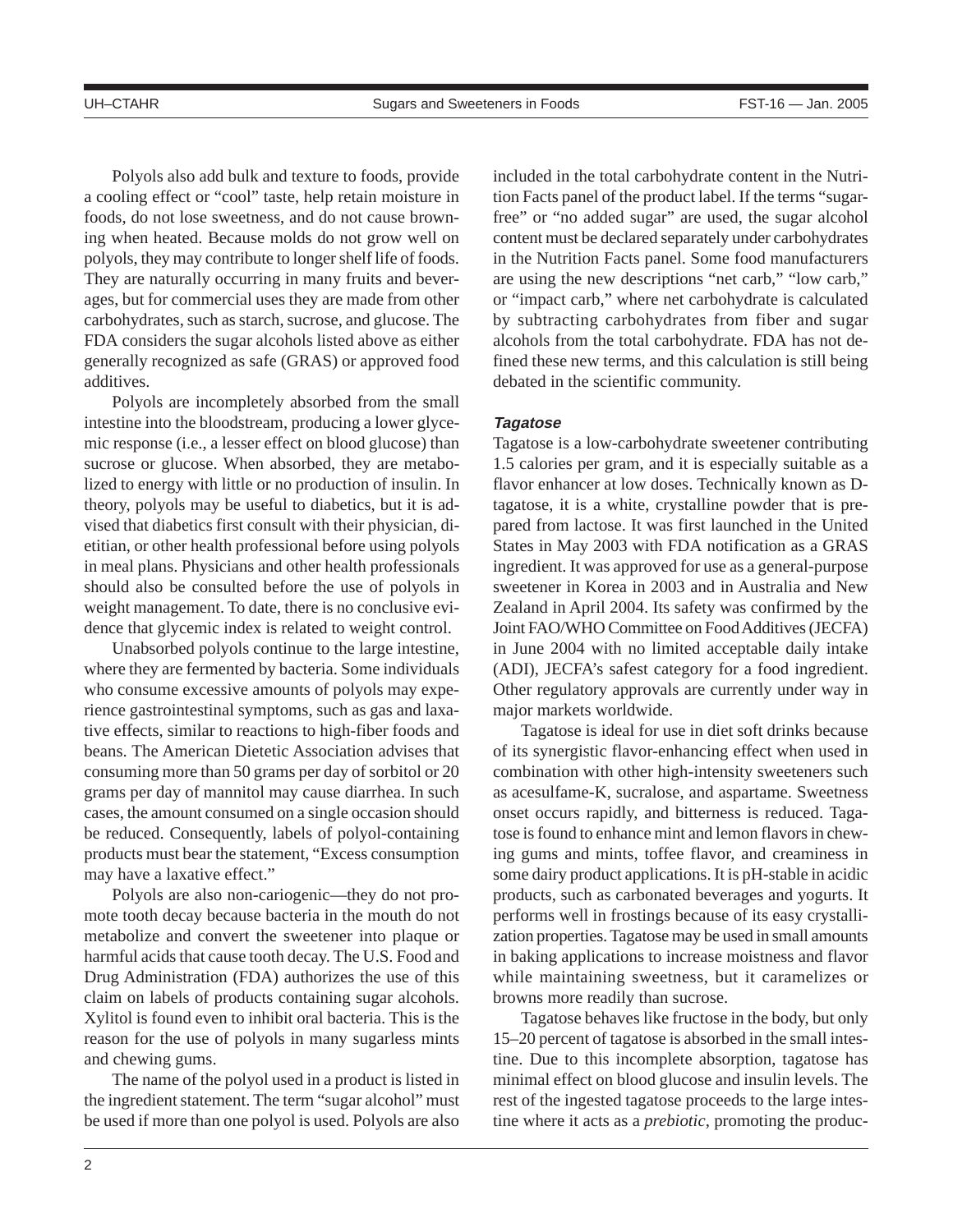Polyols also add bulk and texture to foods, provide a cooling effect or "cool" taste, help retain moisture in foods, do not lose sweetness, and do not cause browning when heated. Because molds do not grow well on polyols, they may contribute to longer shelf life of foods. They are naturally occurring in many fruits and beverages, but for commercial uses they are made from other carbohydrates, such as starch, sucrose, and glucose. The FDA considers the sugar alcohols listed above as either generally recognized as safe (GRAS) or approved food additives.

Polyols are incompletely absorbed from the small intestine into the bloodstream, producing a lower glycemic response (i.e., a lesser effect on blood glucose) than sucrose or glucose. When absorbed, they are metabolized to energy with little or no production of insulin. In theory, polyols may be useful to diabetics, but it is advised that diabetics first consult with their physician, dietitian, or other health professional before using polyols in meal plans. Physicians and other health professionals should also be consulted before the use of polyols in weight management. To date, there is no conclusive evidence that glycemic index is related to weight control.

Unabsorbed polyols continue to the large intestine, where they are fermented by bacteria. Some individuals who consume excessive amounts of polyols may experience gastrointestinal symptoms, such as gas and laxative effects, similar to reactions to high-fiber foods and beans. The American Dietetic Association advises that consuming more than 50 grams per day of sorbitol or 20 grams per day of mannitol may cause diarrhea. In such cases, the amount consumed on a single occasion should be reduced. Consequently, labels of polyol-containing products must bear the statement, "Excess consumption may have a laxative effect."

Polyols are also non-cariogenic—they do not promote tooth decay because bacteria in the mouth do not metabolize and convert the sweetener into plaque or harmful acids that cause tooth decay. The U.S. Food and Drug Administration (FDA) authorizes the use of this claim on labels of products containing sugar alcohols. Xylitol is found even to inhibit oral bacteria. This is the reason for the use of polyols in many sugarless mints and chewing gums.

The name of the polyol used in a product is listed in the ingredient statement. The term "sugar alcohol" must be used if more than one polyol is used. Polyols are also included in the total carbohydrate content in the Nutrition Facts panel of the product label. If the terms "sugar-free" or "no added sugar" are used, the sugar alcohol content must be declared separately under carbohydrates in the Nutrition Facts panel. Some food manufacturers are using the new descriptions "net carb," "low carb," or "impact carb," where net carbohydrate is calculated by subtracting carbohydrates from fiber and sugar alcohols from the total carbohydrate. FDA has not defined these new terms, and this calculation is still being debated in the scientific community.

#### *Tagatose*

Tagatose is a low-carbohydrate sweetener contributing 1.5 calories per gram, and it is especially suitable as a flavor enhancer at low doses. Technically known as D-tagatose, it is a white, crystalline powder that is prepared from lactose. It was first launched in the United States in May 2003 with FDA notification as a GRAS ingredient. It was approved for use as a general-purpose sweetener in Korea in 2003 and in Australia and New Zealand in April 2004. Its safety was confirmed by the Joint FAO/WHO Committee on Food Additives (JECFA) in June 2004 with no limited acceptable daily intake (ADI), JECFA's safest category for a food ingredient. Other regulatory approvals are currently under way in major markets worldwide.

Tagatose is ideal for use in diet soft drinks because of its synergistic flavor-enhancing effect when used in combination with other high-intensity sweeteners such as acesulfame-K, sucralose, and aspartame. Sweetness onset occurs rapidly, and bitterness is reduced. Tagatose is found to enhance mint and lemon flavors in chewing gums and mints, toffee flavor, and creaminess in some dairy product applications. It is pH-stable in acidic products, such as carbonated beverages and yogurts. It performs well in frostings because of its easy crystallization properties. Tagatose may be used in small amounts in baking applications to increase moistness and flavor while maintaining sweetness, but it caramelizes or browns more readily than sucrose.

Tagatose behaves like fructose in the body, but only 15–20 percent of tagatose is absorbed in the small intestine. Due to this incomplete absorption, tagatose has minimal effect on blood glucose and insulin levels. The rest of the ingested tagatose proceeds to the large intestine where it acts as a *prebiotic*, promoting the produc-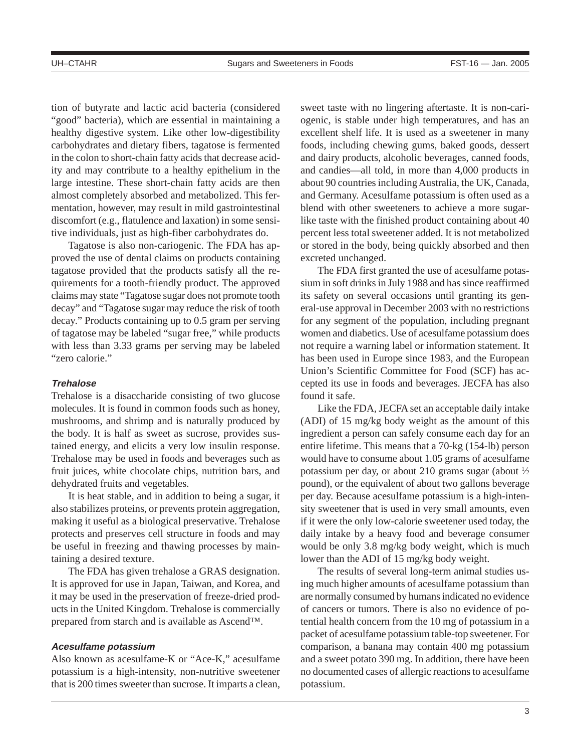tion of butyrate and lactic acid bacteria (considered "good" bacteria), which are essential in maintaining a healthy digestive system. Like other low-digestibility carbohydrates and dietary fibers, tagatose is fermented in the colon to short-chain fatty acids that decrease acidity and may contribute to a healthy epithelium in the large intestine. These short-chain fatty acids are then almost completely absorbed and metabolized. This fermentation, however, may result in mild gastrointestinal discomfort (e.g., flatulence and laxation) in some sensitive individuals, just as high-fiber carbohydrates do.

Tagatose is also non-cariogenic. The FDA has approved the use of dental claims on products containing tagatose provided that the products satisfy all the requirements for a tooth-friendly product. The approved claims may state "Tagatose sugar does not promote tooth decay" and "Tagatose sugar may reduce the risk of tooth decay." Products containing up to 0.5 gram per serving of tagatose may be labeled "sugar free," while products with less than 3.33 grams per serving may be labeled "zero calorie."

#### *Trehalose*

Trehalose is a disaccharide consisting of two glucose molecules. It is found in common foods such as honey, mushrooms, and shrimp and is naturally produced by the body. It is half as sweet as sucrose, provides sustained energy, and elicits a very low insulin response. Trehalose may be used in foods and beverages such as fruit juices, white chocolate chips, nutrition bars, and dehydrated fruits and vegetables.

It is heat stable, and in addition to being a sugar, it also stabilizes proteins, or prevents protein aggregation, making it useful as a biological preservative. Trehalose protects and preserves cell structure in foods and may be useful in freezing and thawing processes by maintaining a desired texture.

The FDA has given trehalose a GRAS designation. It is approved for use in Japan, Taiwan, and Korea, and it may be used in the preservation of freeze-dried products in the United Kingdom. Trehalose is commercially prepared from starch and is available as Ascend™.

#### *Acesulfame potassium*

Also known as acesulfame-K or "Ace-K," acesulfame potassium is a high-intensity, non-nutritive sweetener that is 200 times sweeter than sucrose. It imparts a clean, sweet taste with no lingering aftertaste. It is non-cariogenic, is stable under high temperatures, and has an excellent shelf life. It is used as a sweetener in many foods, including chewing gums, baked goods, dessert and dairy products, alcoholic beverages, canned foods, and candies—all told, in more than 4,000 products in about 90 countries including Australia, the UK, Canada, and Germany. Acesulfame potassium is often used as a blend with other sweeteners to achieve a more sugar-like taste with the finished product containing about 40 percent less total sweetener added. It is not metabolized or stored in the body, being quickly absorbed and then excreted unchanged.

The FDA first granted the use of acesulfame potassium in soft drinks in July 1988 and has since reaffirmed its safety on several occasions until granting its general-use approval in December 2003 with no restrictions for any segment of the population, including pregnant women and diabetics. Use of acesulfame potassium does not require a warning label or information statement. It has been used in Europe since 1983, and the European Union's Scientific Committee for Food (SCF) has accepted its use in foods and beverages. JECFA has also found it safe.

Like the FDA, JECFA set an acceptable daily intake (ADI) of 15 mg/kg body weight as the amount of this ingredient a person can safely consume each day for an entire lifetime. This means that a 70-kg (154-lb) person would have to consume about 1.05 grams of acesulfame potassium per day, or about 210 grams sugar (about ½ pound), or the equivalent of about two gallons beverage per day. Because acesulfame potassium is a high-intensity sweetener that is used in very small amounts, even if it were the only low-calorie sweetener used today, the daily intake by a heavy food and beverage consumer would be only 3.8 mg/kg body weight, which is much lower than the ADI of 15 mg/kg body weight.

The results of several long-term animal studies using much higher amounts of acesulfame potassium than are normally consumed by humans indicated no evidence of cancers or tumors. There is also no evidence of potential health concern from the 10 mg of potassium in a packet of acesulfame potassium table-top sweetener. For comparison, a banana may contain 400 mg potassium and a sweet potato 390 mg. In addition, there have been no documented cases of allergic reactions to acesulfame potassium.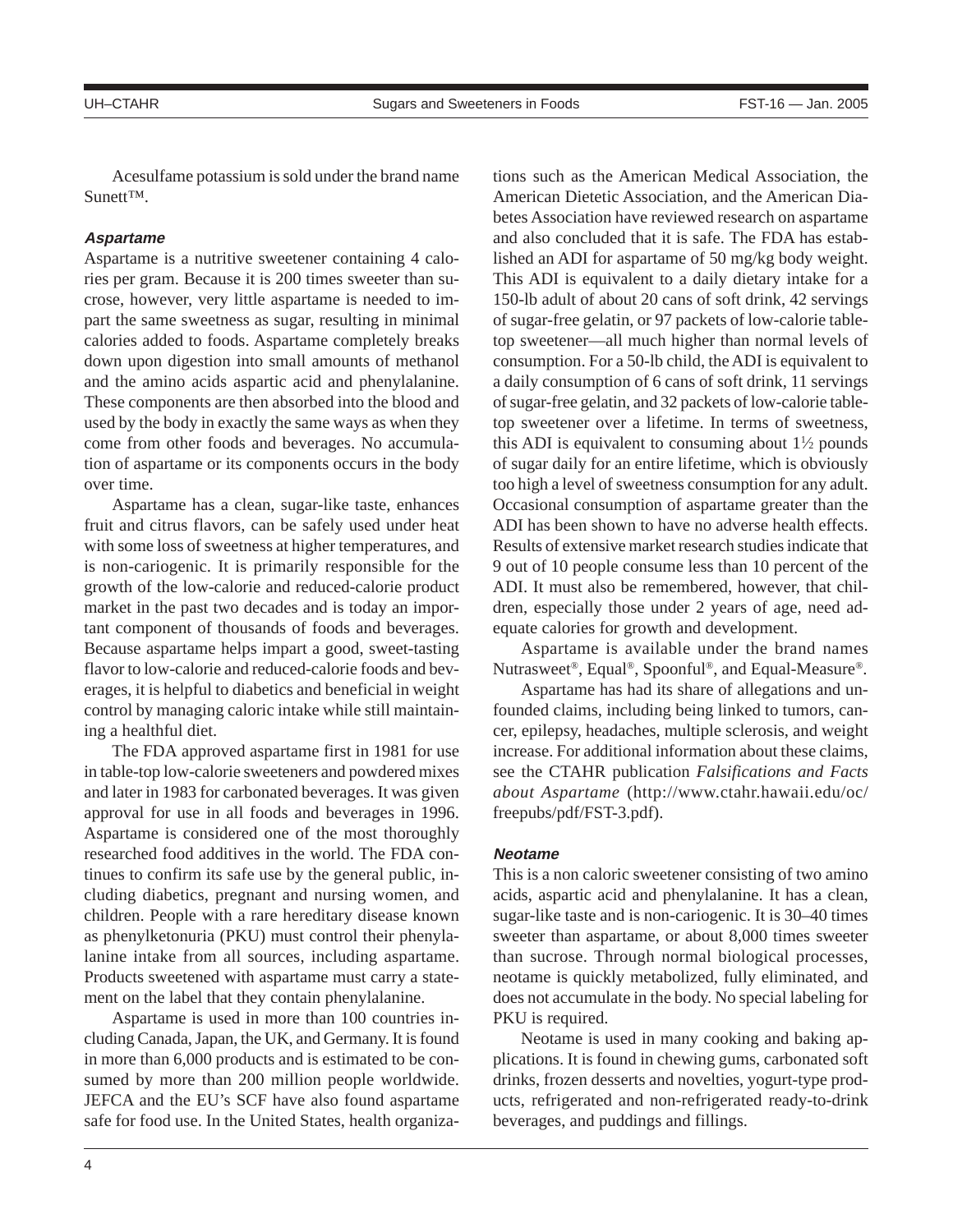Acesulfame potassium is sold under the brand name Sunett™.

#### *Aspartame*

Aspartame is a nutritive sweetener containing 4 calories per gram. Because it is 200 times sweeter than sucrose, however, very little aspartame is needed to impart the same sweetness as sugar, resulting in minimal calories added to foods. Aspartame completely breaks down upon digestion into small amounts of methanol and the amino acids aspartic acid and phenylalanine. These components are then absorbed into the blood and used by the body in exactly the same ways as when they come from other foods and beverages. No accumulation of aspartame or its components occurs in the body over time.

Aspartame has a clean, sugar-like taste, enhances fruit and citrus flavors, can be safely used under heat with some loss of sweetness at higher temperatures, and is non-cariogenic. It is primarily responsible for the growth of the low-calorie and reduced-calorie product market in the past two decades and is today an important component of thousands of foods and beverages. Because aspartame helps impart a good, sweet-tasting flavor to low-calorie and reduced-calorie foods and beverages, it is helpful to diabetics and beneficial in weight control by managing caloric intake while still maintaining a healthful diet.

The FDA approved aspartame first in 1981 for use in table-top low-calorie sweeteners and powdered mixes and later in 1983 for carbonated beverages. It was given approval for use in all foods and beverages in 1996. Aspartame is considered one of the most thoroughly researched food additives in the world. The FDA continues to confirm its safe use by the general public, including diabetics, pregnant and nursing women, and children. People with a rare hereditary disease known as phenylketonuria (PKU) must control their phenylalanine intake from all sources, including aspartame. Products sweetened with aspartame must carry a statement on the label that they contain phenylalanine.

Aspartame is used in more than 100 countries including Canada, Japan, the UK, and Germany. It is found in more than 6,000 products and is estimated to be consumed by more than 200 million people worldwide. JEFCA and the EU's SCF have also found aspartame safe for food use. In the United States, health organizations such as the American Medical Association, the American Dietetic Association, and the American Diabetes Association have reviewed research on aspartame and also concluded that it is safe. The FDA has established an ADI for aspartame of 50 mg/kg body weight. This ADI is equivalent to a daily dietary intake for a 150-lb adult of about 20 cans of soft drink, 42 servings of sugar-free gelatin, or 97 packets of low-calorie tabletop sweetener—all much higher than normal levels of consumption. For a 50-lb child, the ADI is equivalent to a daily consumption of 6 cans of soft drink, 11 servings of sugar-free gelatin, and 32 packets of low-calorie tabletop sweetener over a lifetime. In terms of sweetness, this ADI is equivalent to consuming about 1½ pounds of sugar daily for an entire lifetime, which is obviously too high a level of sweetness consumption for any adult. Occasional consumption of aspartame greater than the ADI has been shown to have no adverse health effects. Results of extensive market research studies indicate that 9 out of 10 people consume less than 10 percent of the ADI. It must also be remembered, however, that children, especially those under 2 years of age, need adequate calories for growth and development.

Aspartame is available under the brand names Nutrasweet®, Equal®, Spoonful®, and Equal-Measure®.

Aspartame has had its share of allegations and unfounded claims, including being linked to tumors, cancer, epilepsy, headaches, multiple sclerosis, and weight increase. For additional information about these claims, see the CTAHR publication *Falsifications and Facts about Aspartame* (http://www.ctahr.hawaii.edu/oc/freepubs/pdf/FST-3.pdf).

#### *Neotame*

This is a non caloric sweetener consisting of two amino acids, aspartic acid and phenylalanine. It has a clean, sugar-like taste and is non-cariogenic. It is 30–40 times sweeter than aspartame, or about 8,000 times sweeter than sucrose. Through normal biological processes, neotame is quickly metabolized, fully eliminated, and does not accumulate in the body. No special labeling for PKU is required.

Neotame is used in many cooking and baking applications. It is found in chewing gums, carbonated soft drinks, frozen desserts and novelties, yogurt-type products, refrigerated and non-refrigerated ready-to-drink beverages, and puddings and fillings.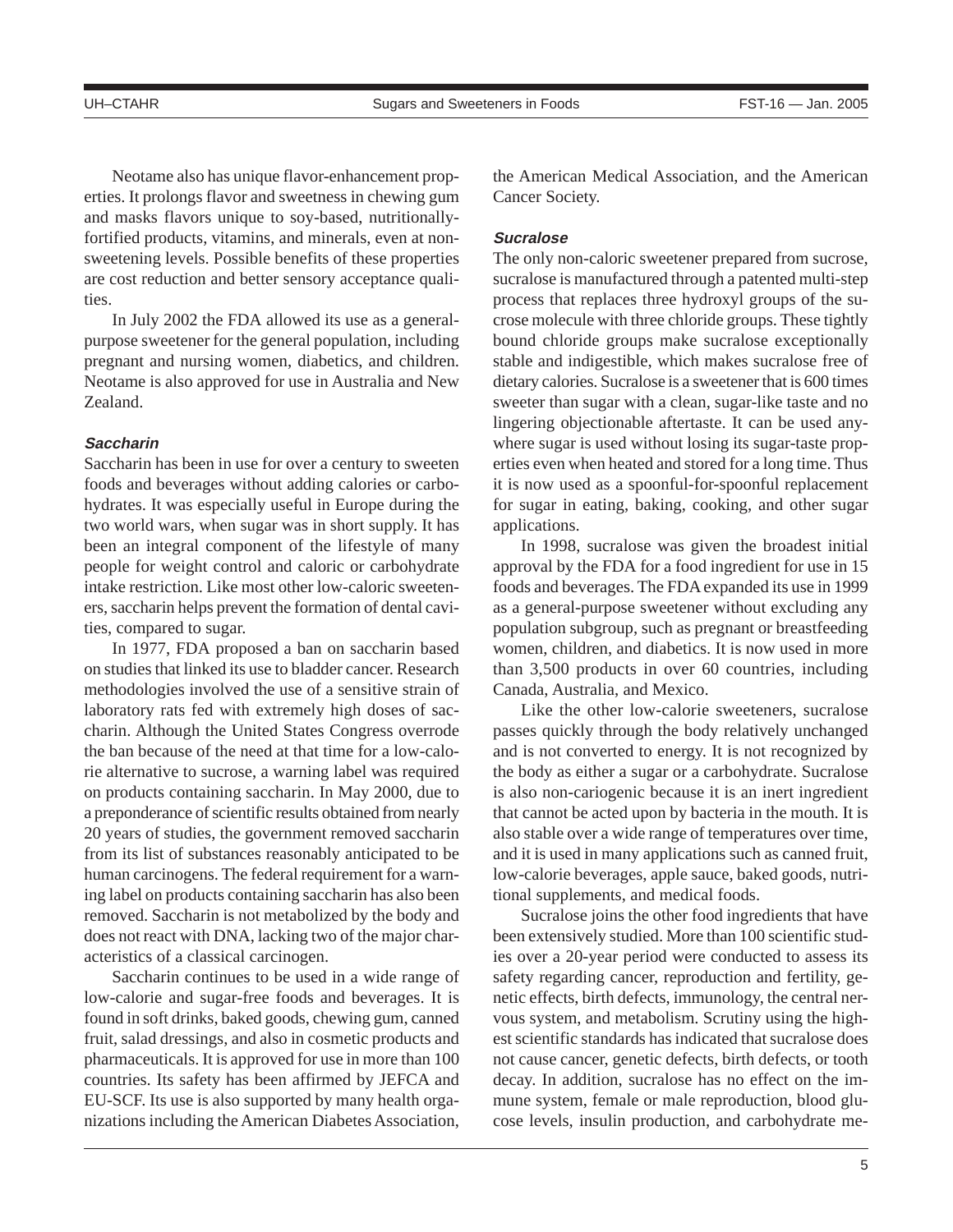Neotame also has unique flavor-enhancement properties. It prolongs flavor and sweetness in chewing gum and masks flavors unique to soy-based, nutritionally-fortified products, vitamins, and minerals, even at non-sweetening levels. Possible benefits of these properties are cost reduction and better sensory acceptance qualities.

In July 2002 the FDA allowed its use as a general-purpose sweetener for the general population, including pregnant and nursing women, diabetics, and children. Neotame is also approved for use in Australia and New Zealand.

### *Saccharin*

Saccharin has been in use for over a century to sweeten foods and beverages without adding calories or carbohydrates. It was especially useful in Europe during the two world wars, when sugar was in short supply. It has been an integral component of the lifestyle of many people for weight control and caloric or carbohydrate intake restriction. Like most other low-caloric sweeteners, saccharin helps prevent the formation of dental cavities, compared to sugar.

In 1977, FDA proposed a ban on saccharin based on studies that linked its use to bladder cancer. Research methodologies involved the use of a sensitive strain of laboratory rats fed with extremely high doses of saccharin. Although the United States Congress overrode the ban because of the need at that time for a low-calorie alternative to sucrose, a warning label was required on products containing saccharin. In May 2000, due to a preponderance of scientific results obtained from nearly 20 years of studies, the government removed saccharin from its list of substances reasonably anticipated to be human carcinogens. The federal requirement for a warning label on products containing saccharin has also been removed. Saccharin is not metabolized by the body and does not react with DNA, lacking two of the major characteristics of a classical carcinogen.

Saccharin continues to be used in a wide range of low-calorie and sugar-free foods and beverages. It is found in soft drinks, baked goods, chewing gum, canned fruit, salad dressings, and also in cosmetic products and pharmaceuticals. It is approved for use in more than 100 countries. Its safety has been affirmed by JEFCA and EU-SCF. Its use is also supported by many health organizations including the American Diabetes Association, the American Medical Association, and the American Cancer Society.

### *Sucralose*

The only non-caloric sweetener prepared from sucrose, sucralose is manufactured through a patented multi-step process that replaces three hydroxyl groups of the sucrose molecule with three chloride groups. These tightly bound chloride groups make sucralose exceptionally stable and indigestible, which makes sucralose free of dietary calories. Sucralose is a sweetener that is 600 times sweeter than sugar with a clean, sugar-like taste and no lingering objectionable aftertaste. It can be used anywhere sugar is used without losing its sugar-taste properties even when heated and stored for a long time. Thus it is now used as a spoonful-for-spoonful replacement for sugar in eating, baking, cooking, and other sugar applications.

In 1998, sucralose was given the broadest initial approval by the FDA for a food ingredient for use in 15 foods and beverages. The FDA expanded its use in 1999 as a general-purpose sweetener without excluding any population subgroup, such as pregnant or breastfeeding women, children, and diabetics. It is now used in more than 3,500 products in over 60 countries, including Canada, Australia, and Mexico.

Like the other low-calorie sweeteners, sucralose passes quickly through the body relatively unchanged and is not converted to energy. It is not recognized by the body as either a sugar or a carbohydrate. Sucralose is also non-cariogenic because it is an inert ingredient that cannot be acted upon by bacteria in the mouth. It is also stable over a wide range of temperatures over time, and it is used in many applications such as canned fruit, low-calorie beverages, apple sauce, baked goods, nutritional supplements, and medical foods.

Sucralose joins the other food ingredients that have been extensively studied. More than 100 scientific studies over a 20-year period were conducted to assess its safety regarding cancer, reproduction and fertility, genetic effects, birth defects, immunology, the central nervous system, and metabolism. Scrutiny using the highest scientific standards has indicated that sucralose does not cause cancer, genetic defects, birth defects, or tooth decay. In addition, sucralose has no effect on the immune system, female or male reproduction, blood glucose levels, insulin production, and carbohydrate me-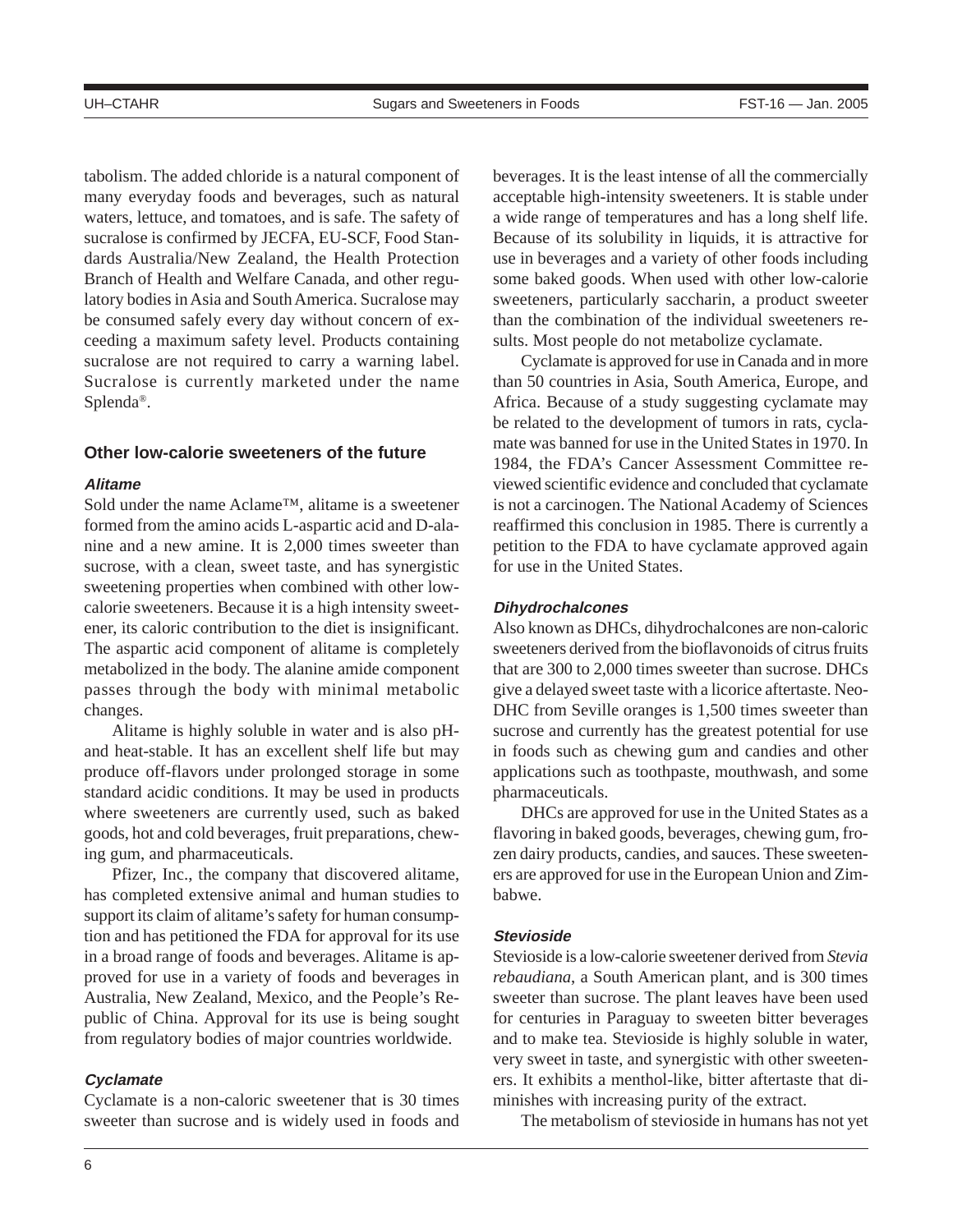tabolism. The added chloride is a natural component of many everyday foods and beverages, such as natural waters, lettuce, and tomatoes, and is safe. The safety of sucralose is confirmed by JECFA, EU-SCF, Food Standards Australia/New Zealand, the Health Protection Branch of Health and Welfare Canada, and other regulatory bodies in Asia and South America. Sucralose may be consumed safely every day without concern of exceeding a maximum safety level. Products containing sucralose are not required to carry a warning label. Sucralose is currently marketed under the name Splenda®.

### Other low-calorie sweeteners of the future

#### *Alitame*

Sold under the name Aclame™, alitame is a sweetener formed from the amino acids L-aspartic acid and D-alanine and a new amine. It is 2,000 times sweeter than sucrose, with a clean, sweet taste, and has synergistic sweetening properties when combined with other low-calorie sweeteners. Because it is a high intensity sweetener, its caloric contribution to the diet is insignificant. The aspartic acid component of alitame is completely metabolized in the body. The alanine amide component passes through the body with minimal metabolic changes.

Alitame is highly soluble in water and is also pH- and heat-stable. It has an excellent shelf life but may produce off-flavors under prolonged storage in some standard acidic conditions. It may be used in products where sweeteners are currently used, such as baked goods, hot and cold beverages, fruit preparations, chewing gum, and pharmaceuticals.

Pfizer, Inc., the company that discovered alitame, has completed extensive animal and human studies to support its claim of alitame's safety for human consumption and has petitioned the FDA for approval for its use in a broad range of foods and beverages. Alitame is approved for use in a variety of foods and beverages in Australia, New Zealand, Mexico, and the People's Republic of China. Approval for its use is being sought from regulatory bodies of major countries worldwide.

#### *Cyclamate*

Cyclamate is a non-caloric sweetener that is 30 times sweeter than sucrose and is widely used in foods and beverages. It is the least intense of all the commercially acceptable high-intensity sweeteners. It is stable under a wide range of temperatures and has a long shelf life. Because of its solubility in liquids, it is attractive for use in beverages and a variety of other foods including some baked goods. When used with other low-calorie sweeteners, particularly saccharin, a product sweeter than the combination of the individual sweeteners results. Most people do not metabolize cyclamate.

Cyclamate is approved for use in Canada and in more than 50 countries in Asia, South America, Europe, and Africa. Because of a study suggesting cyclamate may be related to the development of tumors in rats, cyclamate was banned for use in the United States in 1970. In 1984, the FDA's Cancer Assessment Committee reviewed scientific evidence and concluded that cyclamate is not a carcinogen. The National Academy of Sciences reaffirmed this conclusion in 1985. There is currently a petition to the FDA to have cyclamate approved again for use in the United States.

#### *Dihydrochalcones*

Also known as DHCs, dihydrochalcones are non-caloric sweeteners derived from the bioflavonoids of citrus fruits that are 300 to 2,000 times sweeter than sucrose. DHCs give a delayed sweet taste with a licorice aftertaste. Neo-DHC from Seville oranges is 1,500 times sweeter than sucrose and currently has the greatest potential for use in foods such as chewing gum and candies and other applications such as toothpaste, mouthwash, and some pharmaceuticals.

DHCs are approved for use in the United States as a flavoring in baked goods, beverages, chewing gum, frozen dairy products, candies, and sauces. These sweeteners are approved for use in the European Union and Zimbabwe.

#### *Stevioside*

Stevioside is a low-calorie sweetener derived from *Stevia rebaudiana*, a South American plant, and is 300 times sweeter than sucrose. The plant leaves have been used for centuries in Paraguay to sweeten bitter beverages and to make tea. Stevioside is highly soluble in water, very sweet in taste, and synergistic with other sweeteners. It exhibits a menthol-like, bitter aftertaste that diminishes with increasing purity of the extract.

The metabolism of stevioside in humans has not yet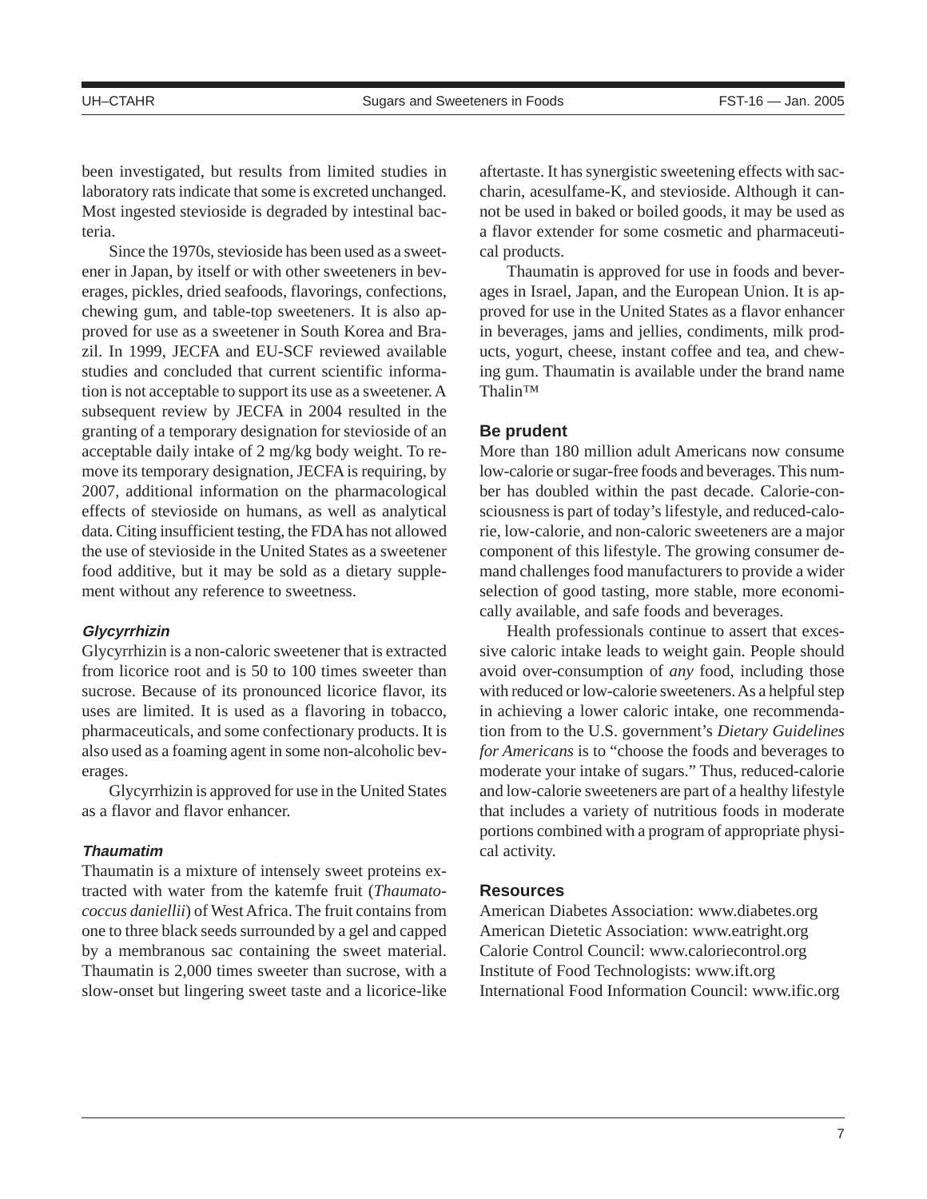been investigated, but results from limited studies in laboratory rats indicate that some is excreted unchanged. Most ingested stevioside is degraded by intestinal bacteria.

Since the 1970s, stevioside has been used as a sweetener in Japan, by itself or with other sweeteners in beverages, pickles, dried seafoods, flavorings, confections, chewing gum, and table-top sweeteners. It is also approved for use as a sweetener in South Korea and Brazil. In 1999, JECFA and EU-SCF reviewed available studies and concluded that current scientific information is not acceptable to support its use as a sweetener. A subsequent review by JECFA in 2004 resulted in the granting of a temporary designation for stevioside of an acceptable daily intake of 2 mg/kg body weight. To remove its temporary designation, JECFA is requiring, by 2007, additional information on the pharmacological effects of stevioside on humans, as well as analytical data. Citing insufficient testing, the FDA has not allowed the use of stevioside in the United States as a sweetener food additive, but it may be sold as a dietary supplement without any reference to sweetness.

#### *Glycyrrhizin*

Glycyrrhizin is a non-caloric sweetener that is extracted from licorice root and is 50 to 100 times sweeter than sucrose. Because of its pronounced licorice flavor, its uses are limited. It is used as a flavoring in tobacco, pharmaceuticals, and some confectionary products. It is also used as a foaming agent in some non-alcoholic beverages.

Glycyrrhizin is approved for use in the United States as a flavor and flavor enhancer.

#### *Thaumatim*

Thaumatin is a mixture of intensely sweet proteins extracted with water from the katemfe fruit (*Thaumatococcus daniellii*) of West Africa. The fruit contains from one to three black seeds surrounded by a gel and capped by a membranous sac containing the sweet material. Thaumatin is 2,000 times sweeter than sucrose, with a slow-onset but lingering sweet taste and a licorice-like aftertaste. It has synergistic sweetening effects with saccharin, acesulfame-K, and stevioside. Although it cannot be used in baked or boiled goods, it may be used as a flavor extender for some cosmetic and pharmaceutical products.

Thaumatin is approved for use in foods and beverages in Israel, Japan, and the European Union. It is approved for use in the United States as a flavor enhancer in beverages, jams and jellies, condiments, milk products, yogurt, cheese, instant coffee and tea, and chewing gum. Thaumatin is available under the brand name Thalin™

### Be prudent

More than 180 million adult Americans now consume low-calorie or sugar-free foods and beverages. This number has doubled within the past decade. Calorie-consciousness is part of today's lifestyle, and reduced-calorie, low-calorie, and non-caloric sweeteners are a major component of this lifestyle. The growing consumer demand challenges food manufacturers to provide a wider selection of good tasting, more stable, more economically available, and safe foods and beverages.

Health professionals continue to assert that excessive caloric intake leads to weight gain. People should avoid over-consumption of *any* food, including those with reduced or low-calorie sweeteners. As a helpful step in achieving a lower caloric intake, one recommendation from to the U.S. government's *Dietary Guidelines for Americans* is to "choose the foods and beverages to moderate your intake of sugars." Thus, reduced-calorie and low-calorie sweeteners are part of a healthy lifestyle that includes a variety of nutritious foods in moderate portions combined with a program of appropriate physical activity.

### Resources

American Diabetes Association: www.diabetes.org
American Dietetic Association: www.eatright.org
Calorie Control Council: www.caloriecontrol.org
Institute of Food Technologists: www.ift.org
International Food Information Council: www.ific.org